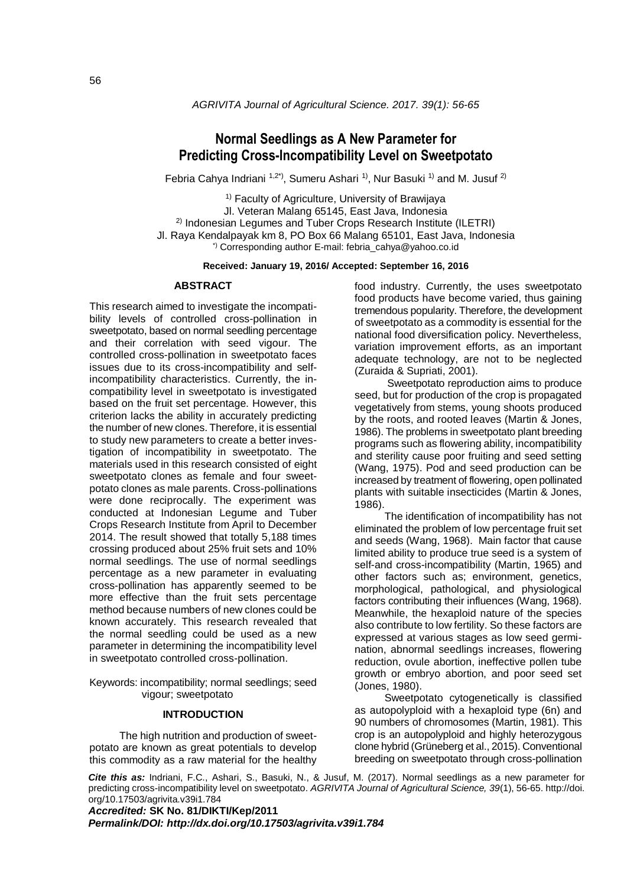# Normal Seedlings as A New Parameter for Predicting Cross-Incompatibility Level on Sweetpotato

Febria Cahya Indriani [1,2*)], Sumeru Ashari [1)], Nur Basuki [1)] and M. Jusuf [2)]

[1)] Faculty of Agriculture, University of Brawijaya
Jl. Veteran Malang 65145, East Java, Indonesia
[2)] Indonesian Legumes and Tuber Crops Research Institute (ILETRI)
Jl. Raya Kendalpayak km 8, PO Box 66 Malang 65101, East Java, Indonesia
[*)] Corresponding author E-mail: febria_cahya@yahoo.co.id

**Received: January 19, 2016/ Accepted: September 16, 2016**

## ABSTRACT

This research aimed to investigate the incompatibility levels of controlled cross-pollination in sweetpotato, based on normal seedling percentage and their correlation with seed vigour. The controlled cross-pollination in sweetpotato faces issues due to its cross-incompatibility and self-incompatibility characteristics. Currently, the incompatibility level in sweetpotato is investigated based on the fruit set percentage. However, this criterion lacks the ability in accurately predicting the number of new clones. Therefore, it is essential to study new parameters to create a better investigation of incompatibility in sweetpotato. The materials used in this research consisted of eight sweetpotato clones as female and four sweetpotato clones as male parents. Cross-pollinations were done reciprocally. The experiment was conducted at Indonesian Legume and Tuber Crops Research Institute from April to December 2014. The result showed that totally 5,188 times crossing produced about 25% fruit sets and 10% normal seedlings. The use of normal seedlings percentage as a new parameter in evaluating cross-pollination has apparently seemed to be more effective than the fruit sets percentage method because numbers of new clones could be known accurately. This research revealed that the normal seedling could be used as a new parameter in determining the incompatibility level in sweetpotato controlled cross-pollination.

Keywords: incompatibility; normal seedlings; seed vigour; sweetpotato

## INTRODUCTION

The high nutrition and production of sweetpotato are known as great potentials to develop this commodity as a raw material for the healthy food industry. Currently, the uses sweetpotato food products have become varied, thus gaining tremendous popularity. Therefore, the development of sweetpotato as a commodity is essential for the national food diversification policy. Nevertheless, variation improvement efforts, as an important adequate technology, are not to be neglected (Zuraida & Supriati, 2001).

Sweetpotato reproduction aims to produce seed, but for production of the crop is propagated vegetatively from stems, young shoots produced by the roots, and rooted leaves (Martin & Jones, 1986). The problems in sweetpotato plant breeding programs such as flowering ability, incompatibility and sterility cause poor fruiting and seed setting (Wang, 1975). Pod and seed production can be increased by treatment of flowering, open pollinated plants with suitable insecticides (Martin & Jones, 1986).

The identification of incompatibility has not eliminated the problem of low percentage fruit set and seeds (Wang, 1968). Main factor that cause limited ability to produce true seed is a system of self-and cross-incompatibility (Martin, 1965) and other factors such as; environment, genetics, morphological, pathological, and physiological factors contributing their influences (Wang, 1968). Meanwhile, the hexaploid nature of the species also contribute to low fertility. So these factors are expressed at various stages as low seed germination, abnormal seedlings increases, flowering reduction, ovule abortion, ineffective pollen tube growth or embryo abortion, and poor seed set (Jones, 1980).

Sweetpotato cytogenetically is classified as autopolyploid with a hexaploid type (6n) and 90 numbers of chromosomes (Martin, 1981). This crop is an autopolyploid and highly heterozygous clone hybrid (Grüneberg et al., 2015). Conventional breeding on sweetpotato through cross-pollination

*Cite this as:* Indriani, F.C., Ashari, S., Basuki, N., & Jusuf, M. (2017). Normal seedlings as a new parameter for predicting cross-incompatibility level on sweetpotato. *AGRIVITA Journal of Agricultural Science, 39*(1), 56-65. http://doi.org/10.17503/agrivita.v39i1.784

***Accredited:*** **SK No. 81/DIKTI/Kep/2011**
***Permalink/DOI: http://dx.doi.org/10.17503/agrivita.v39i1.784***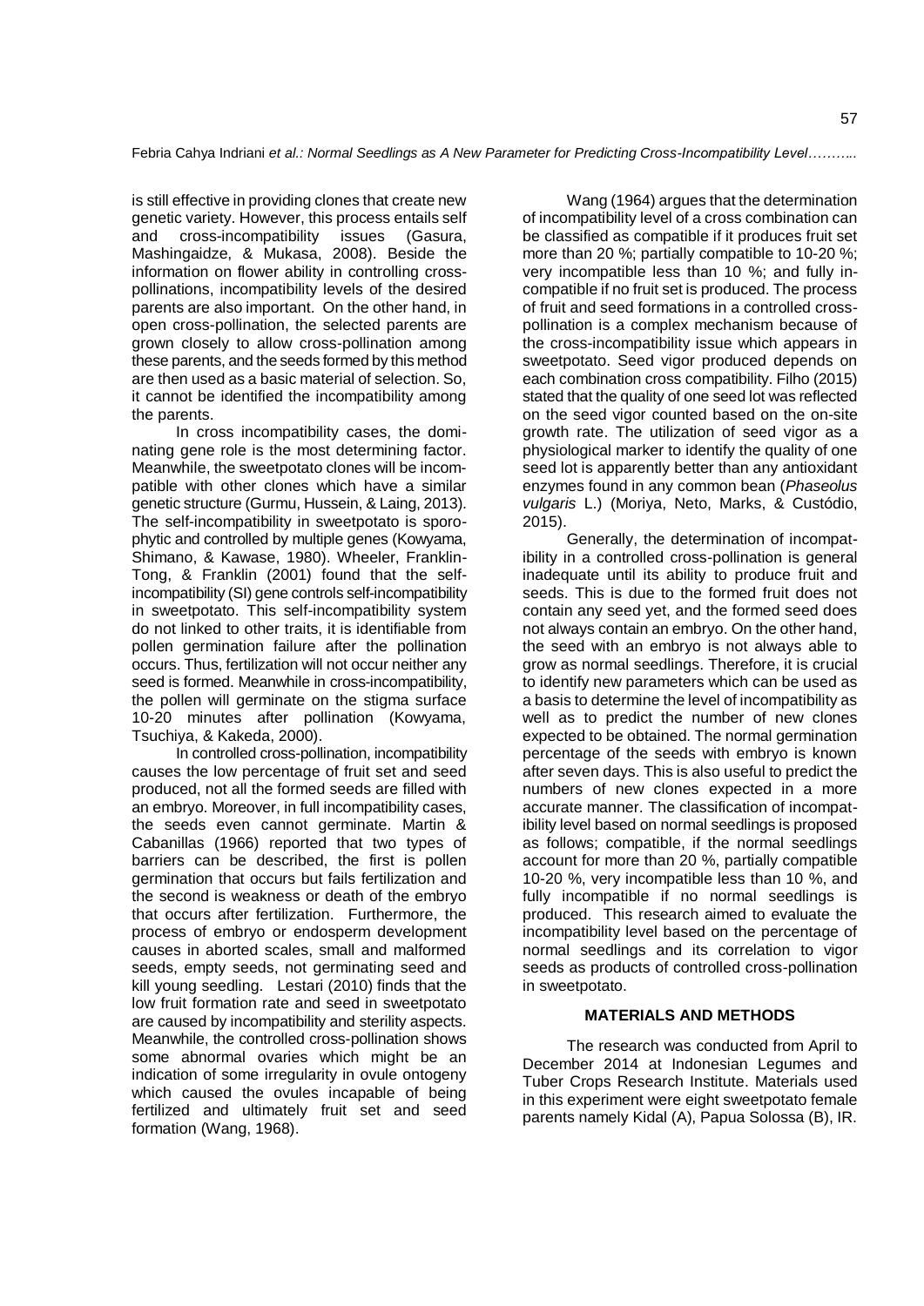is still effective in providing clones that create new genetic variety. However, this process entails self and cross-incompatibility issues (Gasura, Mashingaidze, & Mukasa, 2008). Beside the information on flower ability in controlling cross-pollinations, incompatibility levels of the desired parents are also important. On the other hand, in open cross-pollination, the selected parents are grown closely to allow cross-pollination among these parents, and the seeds formed by this method are then used as a basic material of selection. So, it cannot be identified the incompatibility among the parents.

In cross incompatibility cases, the dominating gene role is the most determining factor. Meanwhile, the sweetpotato clones will be incompatible with other clones which have a similar genetic structure (Gurmu, Hussein, & Laing, 2013). The self-incompatibility in sweetpotato is sporophytic and controlled by multiple genes (Kowyama, Shimano, & Kawase, 1980). Wheeler, Franklin-Tong, & Franklin (2001) found that the self-incompatibility (SI) gene controls self-incompatibility in sweetpotato. This self-incompatibility system do not linked to other traits, it is identifiable from pollen germination failure after the pollination occurs. Thus, fertilization will not occur neither any seed is formed. Meanwhile in cross-incompatibility, the pollen will germinate on the stigma surface 10-20 minutes after pollination (Kowyama, Tsuchiya, & Kakeda, 2000).

In controlled cross-pollination, incompatibility causes the low percentage of fruit set and seed produced, not all the formed seeds are filled with an embryo. Moreover, in full incompatibility cases, the seeds even cannot germinate. Martin & Cabanillas (1966) reported that two types of barriers can be described, the first is pollen germination that occurs but fails fertilization and the second is weakness or death of the embryo that occurs after fertilization. Furthermore, the process of embryo or endosperm development causes in aborted scales, small and malformed seeds, empty seeds, not germinating seed and kill young seedling. Lestari (2010) finds that the low fruit formation rate and seed in sweetpotato are caused by incompatibility and sterility aspects. Meanwhile, the controlled cross-pollination shows some abnormal ovaries which might be an indication of some irregularity in ovule ontogeny which caused the ovules incapable of being fertilized and ultimately fruit set and seed formation (Wang, 1968).

Wang (1964) argues that the determination of incompatibility level of a cross combination can be classified as compatible if it produces fruit set more than 20 %; partially compatible to 10-20 %; very incompatible less than 10 %; and fully incompatible if no fruit set is produced. The process of fruit and seed formations in a controlled cross-pollination is a complex mechanism because of the cross-incompatibility issue which appears in sweetpotato. Seed vigor produced depends on each combination cross compatibility. Filho (2015) stated that the quality of one seed lot was reflected on the seed vigor counted based on the on-site growth rate. The utilization of seed vigor as a physiological marker to identify the quality of one seed lot is apparently better than any antioxidant enzymes found in any common bean (*Phaseolus vulgaris* L.) (Moriya, Neto, Marks, & Custódio, 2015).

Generally, the determination of incompatibility in a controlled cross-pollination is general inadequate until its ability to produce fruit and seeds. This is due to the formed fruit does not contain any seed yet, and the formed seed does not always contain an embryo. On the other hand, the seed with an embryo is not always able to grow as normal seedlings. Therefore, it is crucial to identify new parameters which can be used as a basis to determine the level of incompatibility as well as to predict the number of new clones expected to be obtained. The normal germination percentage of the seeds with embryo is known after seven days. This is also useful to predict the numbers of new clones expected in a more accurate manner. The classification of incompatibility level based on normal seedlings is proposed as follows; compatible, if the normal seedlings account for more than 20 %, partially compatible 10-20 %, very incompatible less than 10 %, and fully incompatible if no normal seedlings is produced. This research aimed to evaluate the incompatibility level based on the percentage of normal seedlings and its correlation to vigor seeds as products of controlled cross-pollination in sweetpotato.

## MATERIALS AND METHODS

The research was conducted from April to December 2014 at Indonesian Legumes and Tuber Crops Research Institute. Materials used in this experiment were eight sweetpotato female parents namely Kidal (A), Papua Solossa (B), IR.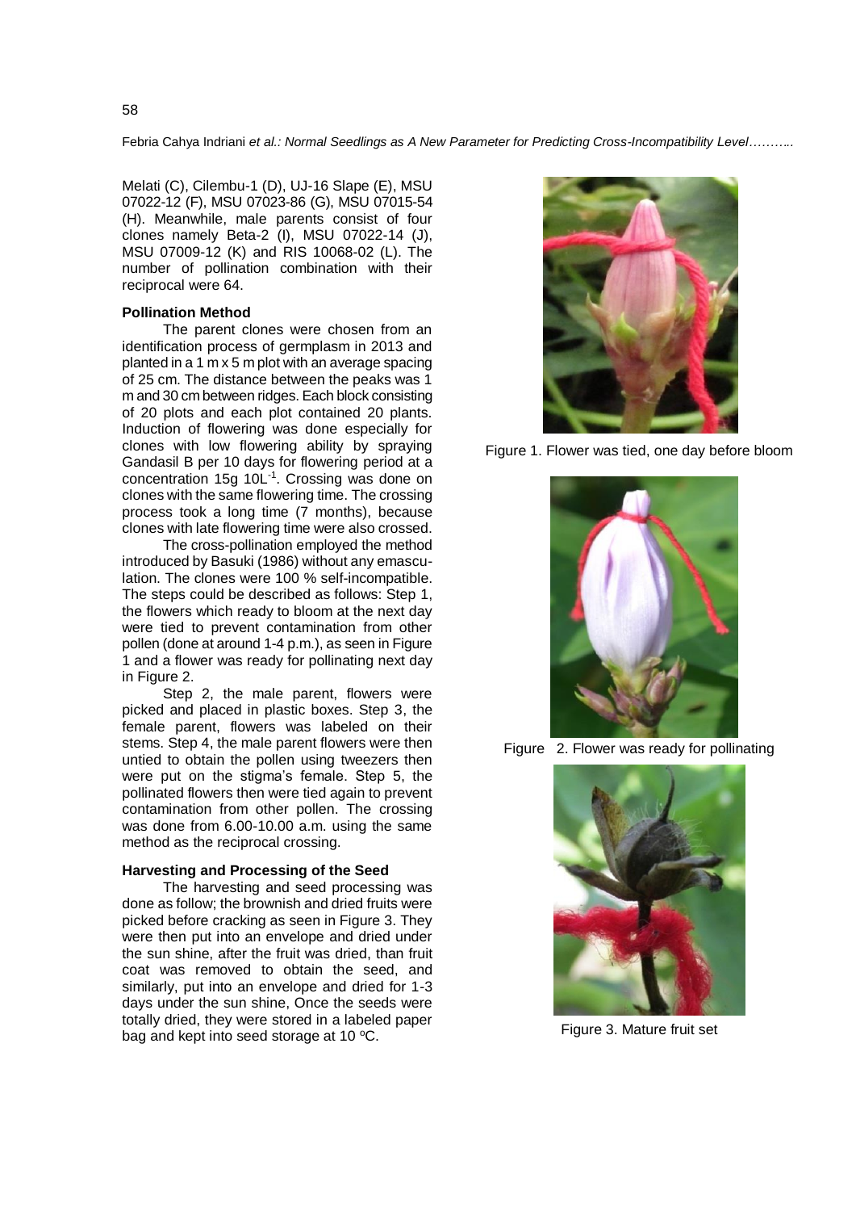Melati (C), Cilembu-1 (D), UJ-16 Slape (E), MSU 07022-12 (F), MSU 07023-86 (G), MSU 07015-54 (H). Meanwhile, male parents consist of four clones namely Beta-2 (I), MSU 07022-14 (J), MSU 07009-12 (K) and RIS 10068-02 (L). The number of pollination combination with their reciprocal were 64.

### Pollination Method

The parent clones were chosen from an identification process of germplasm in 2013 and planted in a 1 m x 5 m plot with an average spacing of 25 cm. The distance between the peaks was 1 m and 30 cm between ridges. Each block consisting of 20 plots and each plot contained 20 plants. Induction of flowering was done especially for clones with low flowering ability by spraying Gandasil B per 10 days for flowering period at a concentration 15g $10L^{-1}$. Crossing was done on clones with the same flowering time. The crossing process took a long time (7 months), because clones with late flowering time were also crossed.

The cross-pollination employed the method introduced by Basuki (1986) without any emasculation. The clones were 100 % self-incompatible. The steps could be described as follows: Step 1, the flowers which ready to bloom at the next day were tied to prevent contamination from other pollen (done at around 1-4 p.m.), as seen in Figure 1 and a flower was ready for pollinating next day in Figure 2.

Step 2, the male parent, flowers were picked and placed in plastic boxes. Step 3, the female parent, flowers was labeled on their stems. Step 4, the male parent flowers were then untied to obtain the pollen using tweezers then were put on the stigma's female. Step 5, the pollinated flowers then were tied again to prevent contamination from other pollen. The crossing was done from 6.00-10.00 a.m. using the same method as the reciprocal crossing.

### Harvesting and Processing of the Seed

The harvesting and seed processing was done as follow; the brownish and dried fruits were picked before cracking as seen in Figure 3. They were then put into an envelope and dried under the sun shine, after the fruit was dried, than fruit coat was removed to obtain the seed, and similarly, put into an envelope and dried for 1-3 days under the sun shine, Once the seeds were totally dried, they were stored in a labeled paper bag and kept into seed storage at 10 °C.

Figure 1. Flower was tied, one day before bloom

Figure 2. Flower was ready for pollinating

Figure 3. Mature fruit set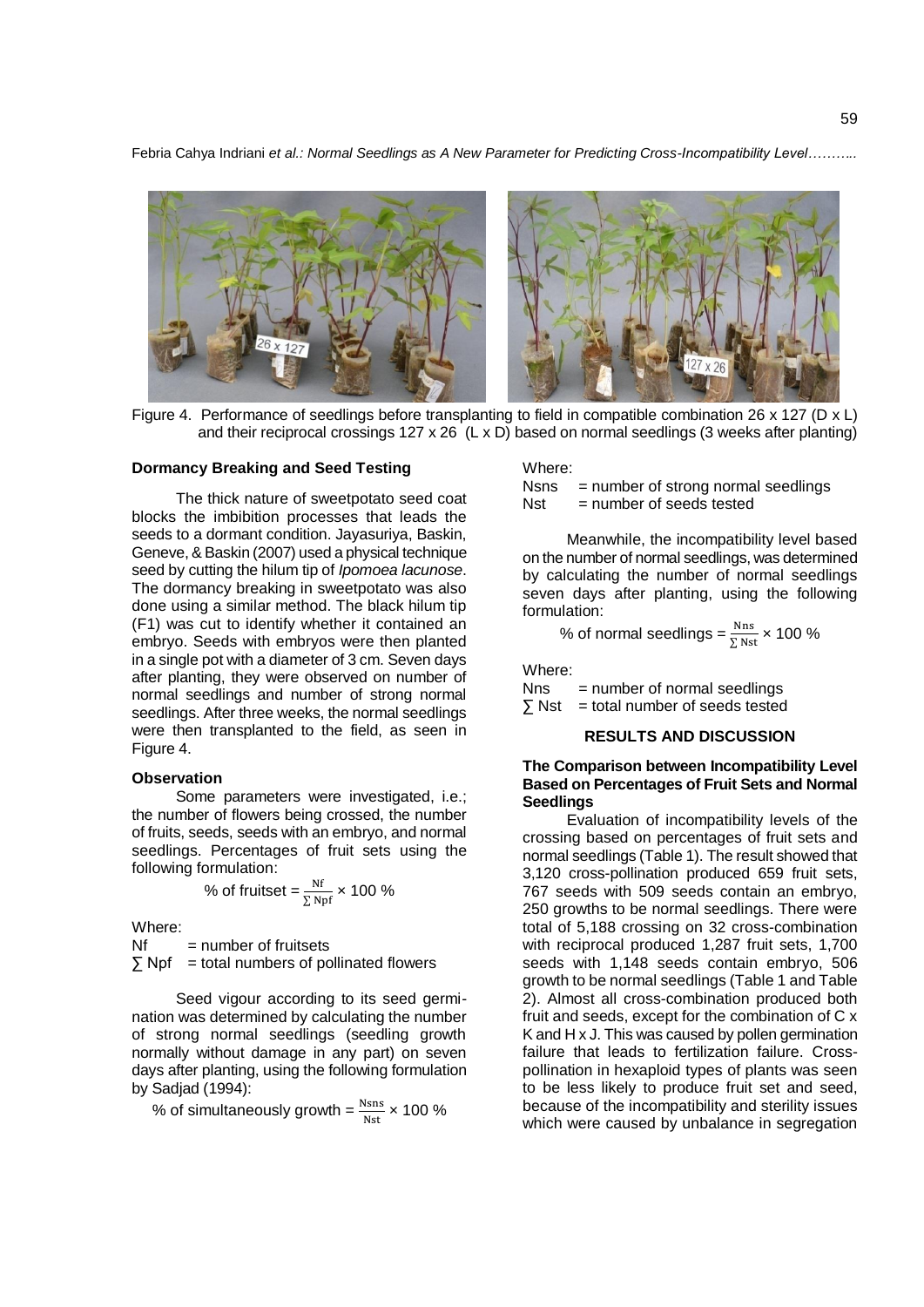Figure 4. Performance of seedlings before transplanting to field in compatible combination 26 x 127 (D x L) and their reciprocal crossings 127 x 26 (L x D) based on normal seedlings (3 weeks after planting)

### Dormancy Breaking and Seed Testing

The thick nature of sweetpotato seed coat blocks the imbibition processes that leads the seeds to a dormant condition. Jayasuriya, Baskin, Geneve, & Baskin (2007) used a physical technique seed by cutting the hilum tip of *Ipomoea lacunose*. The dormancy breaking in sweetpotato was also done using a similar method. The black hilum tip (F1) was cut to identify whether it contained an embryo. Seeds with embryos were then planted in a single pot with a diameter of 3 cm. Seven days after planting, they were observed on number of normal seedlings and number of strong normal seedlings. After three weeks, the normal seedlings were then transplanted to the field, as seen in Figure 4.

### Observation

Some parameters were investigated, i.e.; the number of flowers being crossed, the number of fruits, seeds, seeds with an embryo, and normal seedlings. Percentages of fruit sets using the following formulation:

$$\% \text{ of fruitset} = \frac{\text{Nf}}{\sum \text{Npf}} \times 100\ \%$$

Where:
Nf = number of fruitsets
$\sum$ Npf = total numbers of pollinated flowers

Seed vigour according to its seed germination was determined by calculating the number of strong normal seedlings (seedling growth normally without damage in any part) on seven days after planting, using the following formulation by Sadjad (1994):

$$\% \text{ of simultaneously growth} = \frac{\text{Nsns}}{\text{Nst}} \times 100\ \%$$

Where:
Nsns = number of strong normal seedlings
Nst = number of seeds tested

Meanwhile, the incompatibility level based on the number of normal seedlings, was determined by calculating the number of normal seedlings seven days after planting, using the following formulation:

$$\% \text{ of normal seedlings} = \frac{\text{Nns}}{\sum \text{Nst}} \times 100\ \%$$

Where:
Nns = number of normal seedlings
$\sum$ Nst = total number of seeds tested

## RESULTS AND DISCUSSION

### The Comparison between Incompatibility Level Based on Percentages of Fruit Sets and Normal Seedlings

Evaluation of incompatibility levels of the crossing based on percentages of fruit sets and normal seedlings (Table 1). The result showed that 3,120 cross-pollination produced 659 fruit sets, 767 seeds with 509 seeds contain an embryo, 250 growths to be normal seedlings. There were total of 5,188 crossing on 32 cross-combination with reciprocal produced 1,287 fruit sets, 1,700 seeds with 1,148 seeds contain embryo, 506 growth to be normal seedlings (Table 1 and Table 2). Almost all cross-combination produced both fruit and seeds, except for the combination of C x K and H x J. This was caused by pollen germination failure that leads to fertilization failure. Cross-pollination in hexaploid types of plants was seen to be less likely to produce fruit set and seed, because of the incompatibility and sterility issues which were caused by unbalance in segregation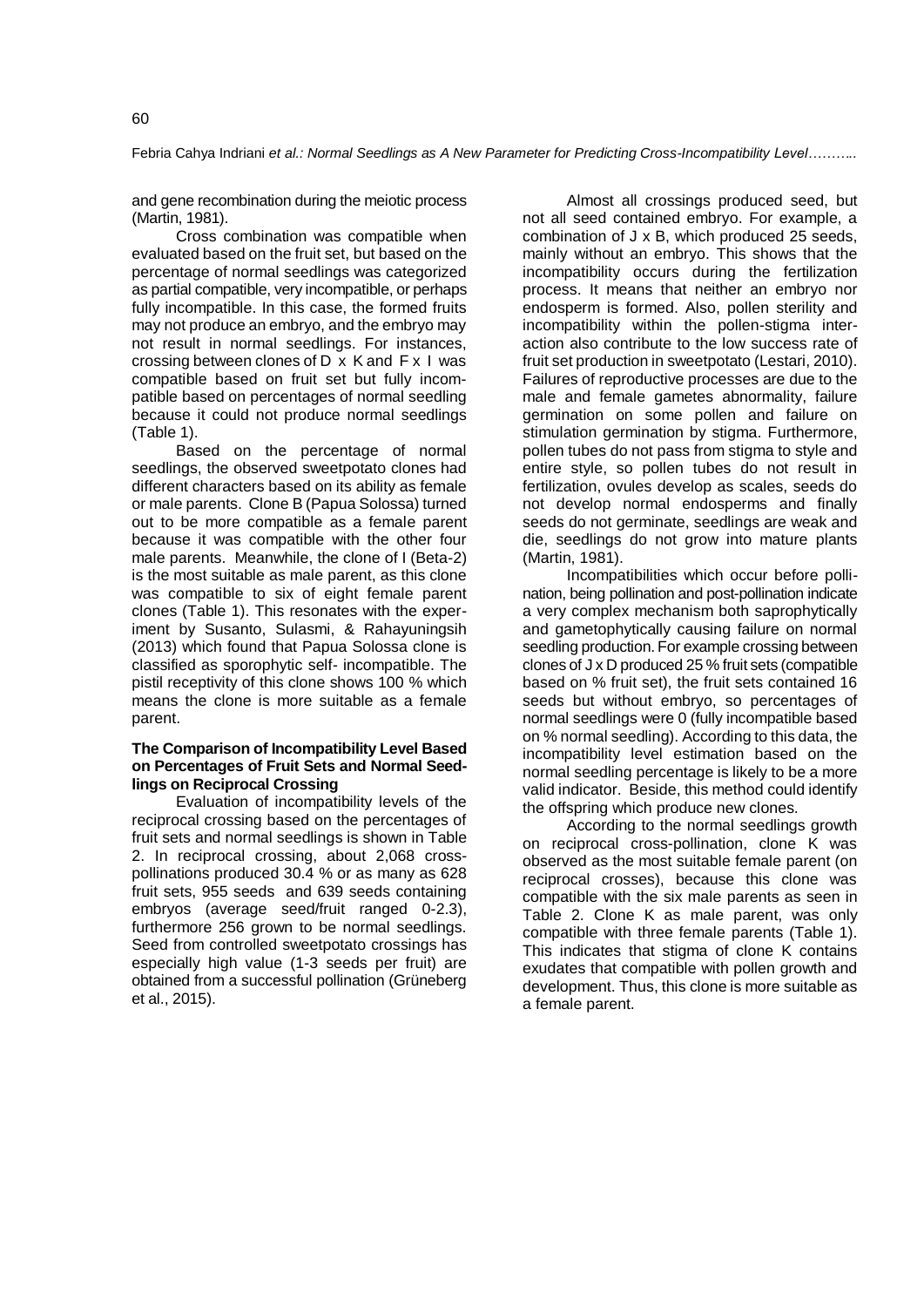and gene recombination during the meiotic process (Martin, 1981).

Cross combination was compatible when evaluated based on the fruit set, but based on the percentage of normal seedlings was categorized as partial compatible, very incompatible, or perhaps fully incompatible. In this case, the formed fruits may not produce an embryo, and the embryo may not result in normal seedlings. For instances, crossing between clones of D x K and F x I was compatible based on fruit set but fully incompatible based on percentages of normal seedling because it could not produce normal seedlings (Table 1).

Based on the percentage of normal seedlings, the observed sweetpotato clones had different characters based on its ability as female or male parents. Clone B (Papua Solossa) turned out to be more compatible as a female parent because it was compatible with the other four male parents. Meanwhile, the clone of I (Beta-2) is the most suitable as male parent, as this clone was compatible to six of eight female parent clones (Table 1). This resonates with the experiment by Susanto, Sulasmi, & Rahayuningsih (2013) which found that Papua Solossa clone is classified as sporophytic self- incompatible. The pistil receptivity of this clone shows 100 % which means the clone is more suitable as a female parent.

### The Comparison of Incompatibility Level Based on Percentages of Fruit Sets and Normal Seedlings on Reciprocal Crossing

Evaluation of incompatibility levels of the reciprocal crossing based on the percentages of fruit sets and normal seedlings is shown in Table 2. In reciprocal crossing, about 2,068 cross-pollinations produced 30.4 % or as many as 628 fruit sets, 955 seeds and 639 seeds containing embryos (average seed/fruit ranged 0-2.3), furthermore 256 grown to be normal seedlings. Seed from controlled sweetpotato crossings has especially high value (1-3 seeds per fruit) are obtained from a successful pollination (Grüneberg et al., 2015).

Almost all crossings produced seed, but not all seed contained embryo. For example, a combination of J x B, which produced 25 seeds, mainly without an embryo. This shows that the incompatibility occurs during the fertilization process. It means that neither an embryo nor endosperm is formed. Also, pollen sterility and incompatibility within the pollen-stigma interaction also contribute to the low success rate of fruit set production in sweetpotato (Lestari, 2010). Failures of reproductive processes are due to the male and female gametes abnormality, failure germination on some pollen and failure on stimulation germination by stigma. Furthermore, pollen tubes do not pass from stigma to style and entire style, so pollen tubes do not result in fertilization, ovules develop as scales, seeds do not develop normal endosperms and finally seeds do not germinate, seedlings are weak and die, seedlings do not grow into mature plants (Martin, 1981).

Incompatibilities which occur before pollination, being pollination and post-pollination indicate a very complex mechanism both saprophytically and gametophytically causing failure on normal seedling production. For example crossing between clones of J x D produced 25 % fruit sets (compatible based on % fruit set), the fruit sets contained 16 seeds but without embryo, so percentages of normal seedlings were 0 (fully incompatible based on % normal seedling). According to this data, the incompatibility level estimation based on the normal seedling percentage is likely to be a more valid indicator. Beside, this method could identify the offspring which produce new clones.

According to the normal seedlings growth on reciprocal cross-pollination, clone K was observed as the most suitable female parent (on reciprocal crosses), because this clone was compatible with the six male parents as seen in Table 2. Clone K as male parent, was only compatible with three female parents (Table 1). This indicates that stigma of clone K contains exudates that compatible with pollen growth and development. Thus, this clone is more suitable as a female parent.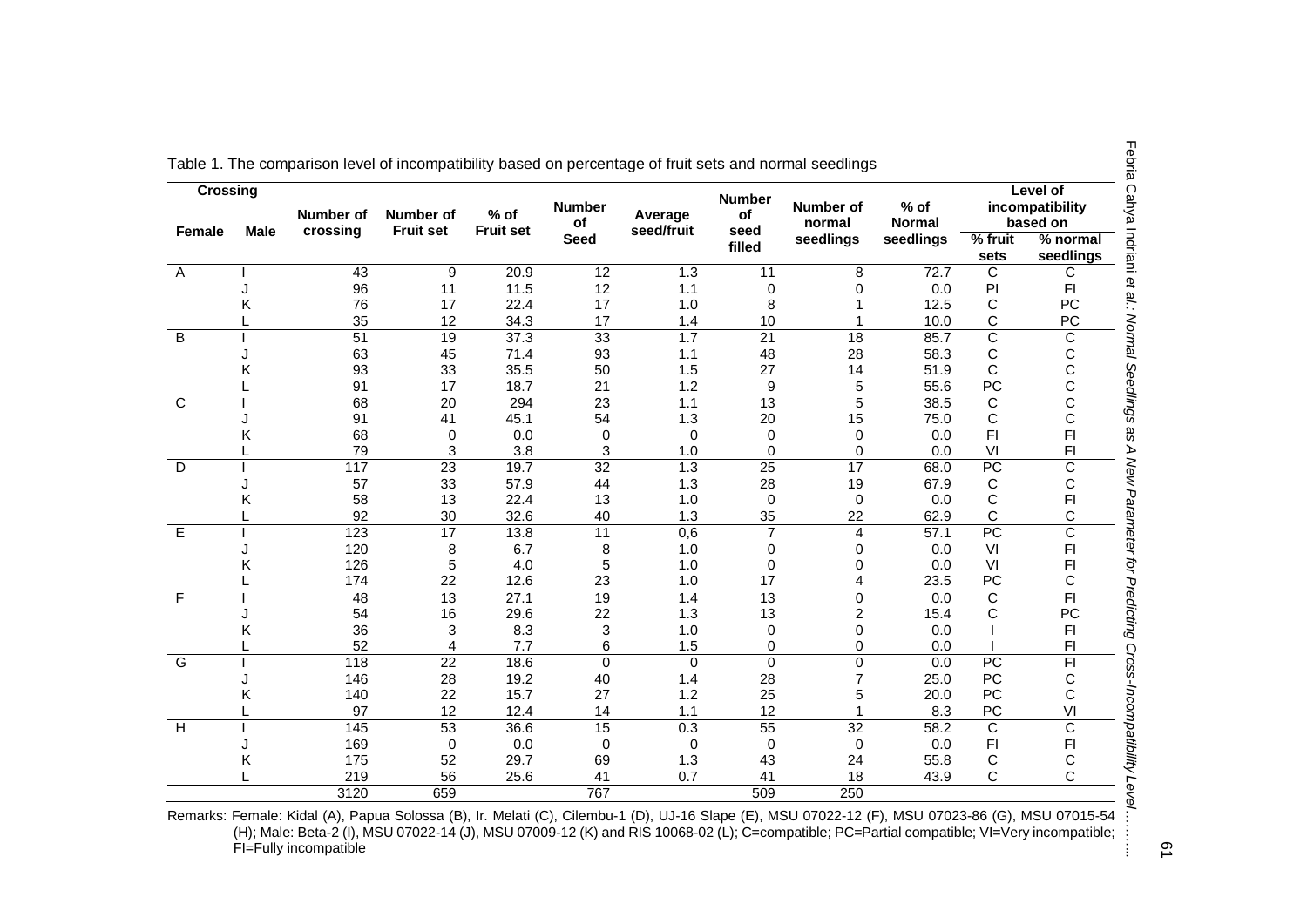Table 1. The comparison level of incompatibility based on percentage of fruit sets and normal seedlings

| Crossing | | Number of crossing | Number of Fruit set | % of Fruit set | Number of Seed | Average seed/fruit | Number of seed filled | Number of normal seedlings | % of Normal seedlings | Level of incompatibility based on | |
|---|---|---|---|---|---|---|---|---|---|---|---|
| Female | Male | | | | | | | | | % fruit sets | % normal seedlings |
| A | I | 43 | 9 | 20.9 | 12 | 1.3 | 11 | 8 | 72.7 | C | C |
| | J | 96 | 11 | 11.5 | 12 | 1.1 | 0 | 0 | 0.0 | PI | FI |
| | K | 76 | 17 | 22.4 | 17 | 1.0 | 8 | 1 | 12.5 | C | PC |
| | L | 35 | 12 | 34.3 | 17 | 1.4 | 10 | 1 | 10.0 | C | PC |
| B | I | 51 | 19 | 37.3 | 33 | 1.7 | 21 | 18 | 85.7 | C | C |
| | J | 63 | 45 | 71.4 | 93 | 1.1 | 48 | 28 | 58.3 | C | C |
| | K | 93 | 33 | 35.5 | 50 | 1.5 | 27 | 14 | 51.9 | C | C |
| | L | 91 | 17 | 18.7 | 21 | 1.2 | 9 | 5 | 55.6 | PC | C |
| C | I | 68 | 20 | 294 | 23 | 1.1 | 13 | 5 | 38.5 | C | C |
| | J | 91 | 41 | 45.1 | 54 | 1.3 | 20 | 15 | 75.0 | C | C |
| | K | 68 | 0 | 0.0 | 0 | 0 | 0 | 0 | 0.0 | FI | FI |
| | L | 79 | 3 | 3.8 | 3 | 1.0 | 0 | 0 | 0.0 | VI | FI |
| D | I | 117 | 23 | 19.7 | 32 | 1.3 | 25 | 17 | 68.0 | PC | C |
| | J | 57 | 33 | 57.9 | 44 | 1.3 | 28 | 19 | 67.9 | C | C |
| | K | 58 | 13 | 22.4 | 13 | 1.0 | 0 | 0 | 0.0 | C | FI |
| | L | 92 | 30 | 32.6 | 40 | 1.3 | 35 | 22 | 62.9 | C | C |
| E | I | 123 | 17 | 13.8 | 11 | 0,6 | 7 | 4 | 57.1 | PC | C |
| | J | 120 | 8 | 6.7 | 8 | 1.0 | 0 | 0 | 0.0 | VI | FI |
| | K | 126 | 5 | 4.0 | 5 | 1.0 | 0 | 0 | 0.0 | VI | FI |
| | L | 174 | 22 | 12.6 | 23 | 1.0 | 17 | 4 | 23.5 | PC | C |
| F | I | 48 | 13 | 27.1 | 19 | 1.4 | 13 | 0 | 0.0 | C | FI |
| | J | 54 | 16 | 29.6 | 22 | 1.3 | 13 | 2 | 15.4 | C | PC |
| | K | 36 | 3 | 8.3 | 3 | 1.0 | 0 | 0 | 0.0 | I | FI |
| | L | 52 | 4 | 7.7 | 6 | 1.5 | 0 | 0 | 0.0 | I | FI |
| G | I | 118 | 22 | 18.6 | 0 | 0 | 0 | 0 | 0.0 | PC | FI |
| | J | 146 | 28 | 19.2 | 40 | 1.4 | 28 | 7 | 25.0 | PC | C |
| | K | 140 | 22 | 15.7 | 27 | 1.2 | 25 | 5 | 20.0 | PC | C |
| | L | 97 | 12 | 12.4 | 14 | 1.1 | 12 | 1 | 8.3 | PC | VI |
| H | I | 145 | 53 | 36.6 | 15 | 0.3 | 55 | 32 | 58.2 | C | C |
| | J | 169 | 0 | 0.0 | 0 | 0 | 0 | 0 | 0.0 | FI | FI |
| | K | 175 | 52 | 29.7 | 69 | 1.3 | 43 | 24 | 55.8 | C | C |
| | L | 219 | 56 | 25.6 | 41 | 0.7 | 41 | 18 | 43.9 | C | C |
| | | 3120 | 659 | | 767 | | 509 | 250 | | | |

Remarks: Female: Kidal (A), Papua Solossa (B), Ir. Melati (C), Cilembu-1 (D), UJ-16 Slape (E), MSU 07022-12 (F), MSU 07023-86 (G), MSU 07015-54 (H); Male: Beta-2 (I), MSU 07022-14 (J), MSU 07009-12 (K) and RIS 10068-02 (L); C=compatible; PC=Partial compatible; VI=Very incompatible; FI=Fully incompatible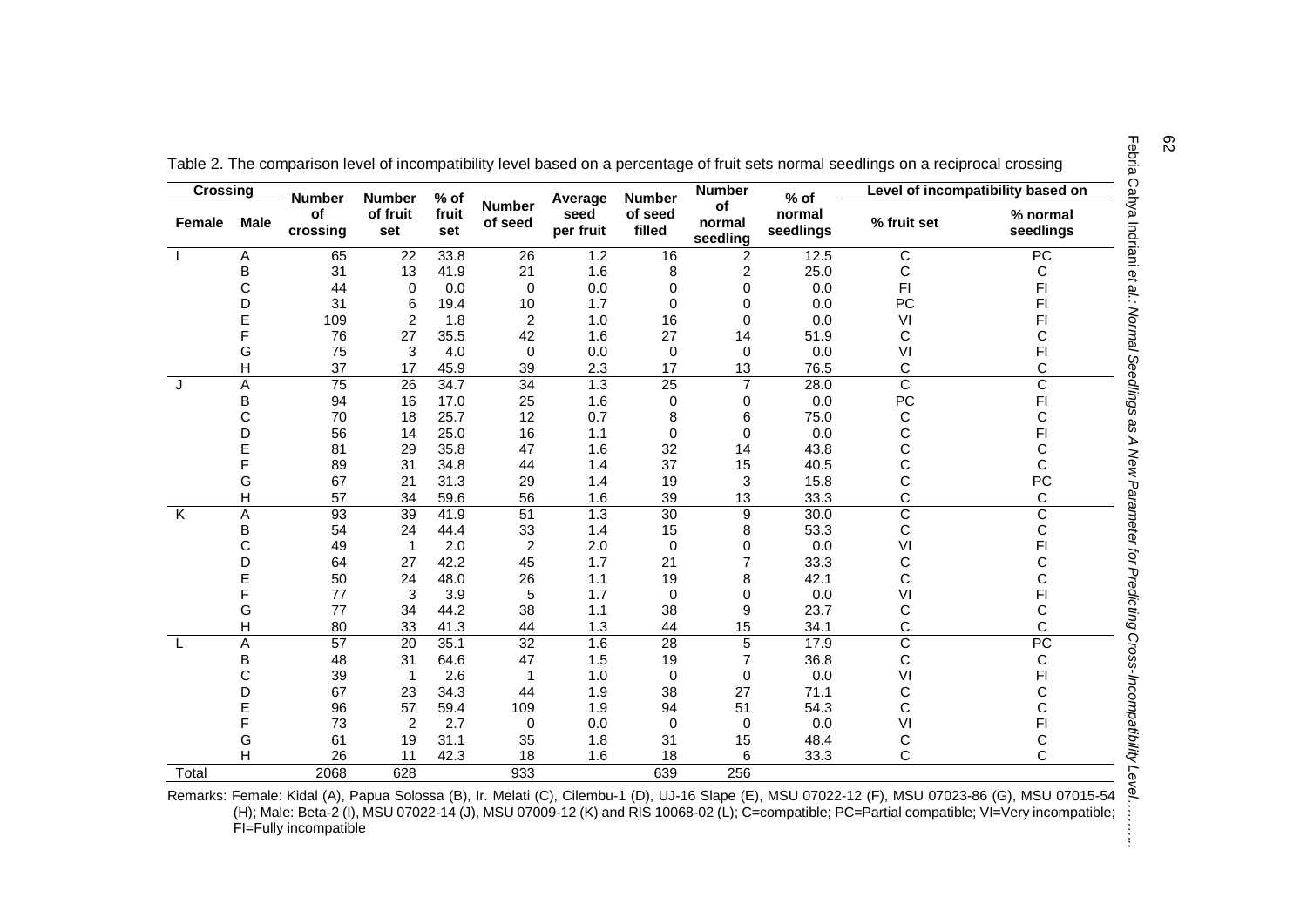Table 2. The comparison level of incompatibility level based on a percentage of fruit sets normal seedlings on a reciprocal crossing

| Crossing | | Number of crossing | Number of fruit set | % of fruit set | Number of seed | Average seed per fruit | Number of seed filled | Number of normal seedling | % of normal seedlings | Level of incompatibility based on | |
|---|---|---|---|---|---|---|---|---|---|---|---|
| Female | Male | | | | | | | | | % fruit set | % normal seedlings |
| I | A | 65 | 22 | 33.8 | 26 | 1.2 | 16 | 2 | 12.5 | C | PC |
| | B | 31 | 13 | 41.9 | 21 | 1.6 | 8 | 2 | 25.0 | C | C |
| | C | 44 | 0 | 0.0 | 0 | 0.0 | 0 | 0 | 0.0 | FI | FI |
| | D | 31 | 6 | 19.4 | 10 | 1.7 | 0 | 0 | 0.0 | PC | FI |
| | E | 109 | 2 | 1.8 | 2 | 1.0 | 16 | 0 | 0.0 | VI | FI |
| | F | 76 | 27 | 35.5 | 42 | 1.6 | 27 | 14 | 51.9 | C | C |
| | G | 75 | 3 | 4.0 | 0 | 0.0 | 0 | 0 | 0.0 | VI | FI |
| | H | 37 | 17 | 45.9 | 39 | 2.3 | 17 | 13 | 76.5 | C | C |
| J | A | 75 | 26 | 34.7 | 34 | 1.3 | 25 | 7 | 28.0 | C | C |
| | B | 94 | 16 | 17.0 | 25 | 1.6 | 0 | 0 | 0.0 | PC | FI |
| | C | 70 | 18 | 25.7 | 12 | 0.7 | 8 | 6 | 75.0 | C | C |
| | D | 56 | 14 | 25.0 | 16 | 1.1 | 0 | 0 | 0.0 | C | FI |
| | E | 81 | 29 | 35.8 | 47 | 1.6 | 32 | 14 | 43.8 | C | C |
| | F | 89 | 31 | 34.8 | 44 | 1.4 | 37 | 15 | 40.5 | C | C |
| | G | 67 | 21 | 31.3 | 29 | 1.4 | 19 | 3 | 15.8 | C | PC |
| | H | 57 | 34 | 59.6 | 56 | 1.6 | 39 | 13 | 33.3 | C | C |
| K | A | 93 | 39 | 41.9 | 51 | 1.3 | 30 | 9 | 30.0 | C | C |
| | B | 54 | 24 | 44.4 | 33 | 1.4 | 15 | 8 | 53.3 | C | C |
| | C | 49 | 1 | 2.0 | 2 | 2.0 | 0 | 0 | 0.0 | VI | FI |
| | D | 64 | 27 | 42.2 | 45 | 1.7 | 21 | 7 | 33.3 | C | C |
| | E | 50 | 24 | 48.0 | 26 | 1.1 | 19 | 8 | 42.1 | C | C |
| | F | 77 | 3 | 3.9 | 5 | 1.7 | 0 | 0 | 0.0 | VI | FI |
| | G | 77 | 34 | 44.2 | 38 | 1.1 | 38 | 9 | 23.7 | C | C |
| | H | 80 | 33 | 41.3 | 44 | 1.3 | 44 | 15 | 34.1 | C | C |
| L | A | 57 | 20 | 35.1 | 32 | 1.6 | 28 | 5 | 17.9 | C | PC |
| | B | 48 | 31 | 64.6 | 47 | 1.5 | 19 | 7 | 36.8 | C | C |
| | C | 39 | 1 | 2.6 | 1 | 1.0 | 0 | 0 | 0.0 | VI | FI |
| | D | 67 | 23 | 34.3 | 44 | 1.9 | 38 | 27 | 71.1 | C | C |
| | E | 96 | 57 | 59.4 | 109 | 1.9 | 94 | 51 | 54.3 | C | C |
| | F | 73 | 2 | 2.7 | 0 | 0.0 | 0 | 0 | 0.0 | VI | FI |
| | G | 61 | 19 | 31.1 | 35 | 1.8 | 31 | 15 | 48.4 | C | C |
| | H | 26 | 11 | 42.3 | 18 | 1.6 | 18 | 6 | 33.3 | C | C |
| Total | | 2068 | 628 | | 933 | | 639 | 256 | | | |

Remarks: Female: Kidal (A), Papua Solossa (B), Ir. Melati (C), Cilembu-1 (D), UJ-16 Slape (E), MSU 07022-12 (F), MSU 07023-86 (G), MSU 07015-54 (H); Male: Beta-2 (I), MSU 07022-14 (J), MSU 07009-12 (K) and RIS 10068-02 (L); C=compatible; PC=Partial compatible; VI=Very incompatible; FI=Fully incompatible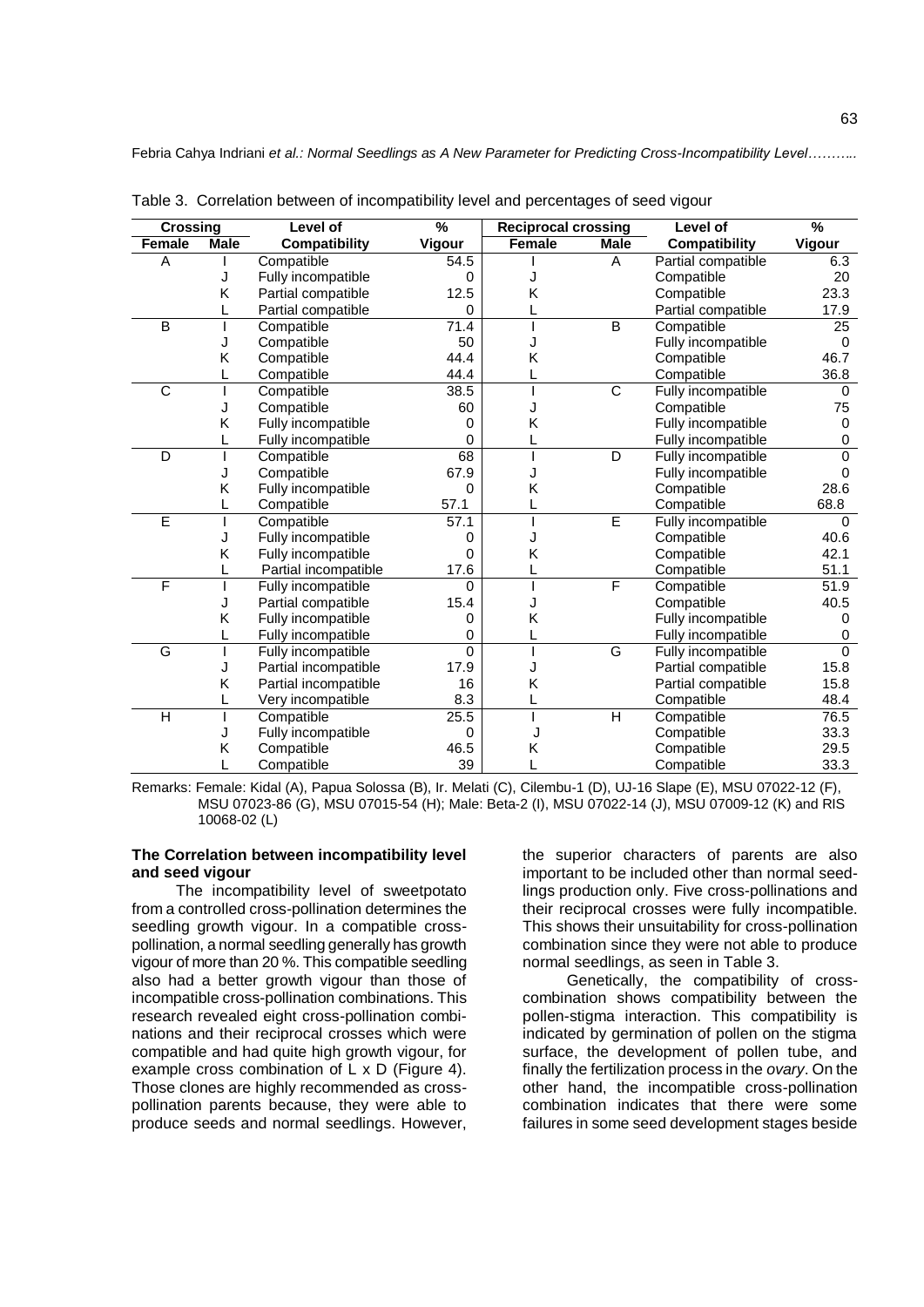Table 3. Correlation between of incompatibility level and percentages of seed vigour

| Crossing | | Level of | % | Reciprocal crossing | | Level of | % |
|---|---|---|---|---|---|---|---|
| Female | Male | Compatibility | Vigour | Female | Male | Compatibility | Vigour |
| A | I | Compatible | 54.5 | I | A | Partial compatible | 6.3 |
| | J | Fully incompatible | 0 | J | | Compatible | 20 |
| | K | Partial compatible | 12.5 | K | | Compatible | 23.3 |
| | L | Partial compatible | 0 | L | | Partial compatible | 17.9 |
| B | I | Compatible | 71.4 | I | B | Compatible | 25 |
| | J | Compatible | 50 | J | | Fully incompatible | 0 |
| | K | Compatible | 44.4 | K | | Compatible | 46.7 |
| | L | Compatible | 44.4 | L | | Compatible | 36.8 |
| C | I | Compatible | 38.5 | I | C | Fully incompatible | 0 |
| | J | Compatible | 60 | J | | Compatible | 75 |
| | K | Fully incompatible | 0 | K | | Fully incompatible | 0 |
| | L | Fully incompatible | 0 | L | | Fully incompatible | 0 |
| D | I | Compatible | 68 | I | D | Fully incompatible | 0 |
| | J | Compatible | 67.9 | J | | Fully incompatible | 0 |
| | K | Fully incompatible | 0 | K | | Compatible | 28.6 |
| | L | Compatible | 57.1 | L | | Compatible | 68.8 |
| E | I | Compatible | 57.1 | I | E | Fully incompatible | 0 |
| | J | Fully incompatible | 0 | J | | Compatible | 40.6 |
| | K | Fully incompatible | 0 | K | | Compatible | 42.1 |
| | L | Partial incompatible | 17.6 | L | | Compatible | 51.1 |
| F | I | Fully incompatible | 0 | I | F | Compatible | 51.9 |
| | J | Partial compatible | 15.4 | J | | Compatible | 40.5 |
| | K | Fully incompatible | 0 | K | | Fully incompatible | 0 |
| | L | Fully incompatible | 0 | L | | Fully incompatible | 0 |
| G | I | Fully incompatible | 0 | I | G | Fully incompatible | 0 |
| | J | Partial incompatible | 17.9 | J | | Partial compatible | 15.8 |
| | K | Partial incompatible | 16 | K | | Partial compatible | 15.8 |
| | L | Very incompatible | 8.3 | L | | Compatible | 48.4 |
| H | I | Compatible | 25.5 | I | H | Compatible | 76.5 |
| | J | Fully incompatible | 0 | J | | Compatible | 33.3 |
| | K | Compatible | 46.5 | K | | Compatible | 29.5 |
| | L | Compatible | 39 | L | | Compatible | 33.3 |

Remarks: Female: Kidal (A), Papua Solossa (B), Ir. Melati (C), Cilembu-1 (D), UJ-16 Slape (E), MSU 07022-12 (F), MSU 07023-86 (G), MSU 07015-54 (H); Male: Beta-2 (I), MSU 07022-14 (J), MSU 07009-12 (K) and RIS 10068-02 (L)

**The Correlation between incompatibility level and seed vigour**

The incompatibility level of sweetpotato from a controlled cross-pollination determines the seedling growth vigour. In a compatible cross-pollination, a normal seedling generally has growth vigour of more than 20 %. This compatible seedling also had a better growth vigour than those of incompatible cross-pollination combinations. This research revealed eight cross-pollination combinations and their reciprocal crosses which were compatible and had quite high growth vigour, for example cross combination of L x D (Figure 4). Those clones are highly recommended as cross-pollination parents because, they were able to produce seeds and normal seedlings. However, the superior characters of parents are also important to be included other than normal seedlings production only. Five cross-pollinations and their reciprocal crosses were fully incompatible. This shows their unsuitability for cross-pollination combination since they were not able to produce normal seedlings, as seen in Table 3.

Genetically, the compatibility of cross-combination shows compatibility between the pollen-stigma interaction. This compatibility is indicated by germination of pollen on the stigma surface, the development of pollen tube, and finally the fertilization process in the *ovary*. On the other hand, the incompatible cross-pollination combination indicates that there were some failures in some seed development stages beside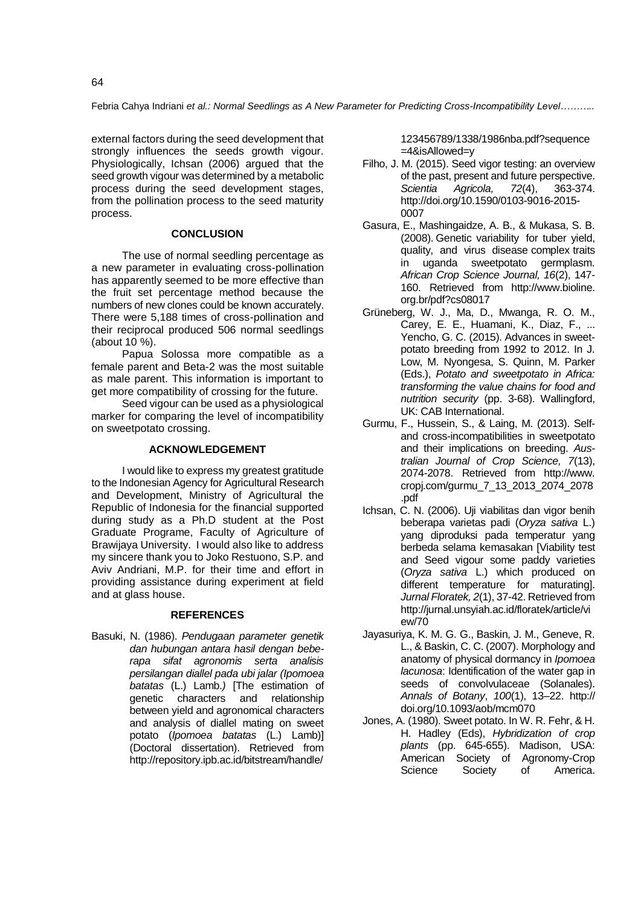external factors during the seed development that strongly influences the seeds growth vigour. Physiologically, Ichsan (2006) argued that the seed growth vigour was determined by a metabolic process during the seed development stages, from the pollination process to the seed maturity process.

## CONCLUSION

The use of normal seedling percentage as a new parameter in evaluating cross-pollination has apparently seemed to be more effective than the fruit set percentage method because the numbers of new clones could be known accurately. There were 5,188 times of cross-pollination and their reciprocal produced 506 normal seedlings (about 10 %).

Papua Solossa more compatible as a female parent and Beta-2 was the most suitable as male parent. This information is important to get more compatibility of crossing for the future.

Seed vigour can be used as a physiological marker for comparing the level of incompatibility on sweetpotato crossing.

## ACKNOWLEDGEMENT

I would like to express my greatest gratitude to the Indonesian Agency for Agricultural Research and Development, Ministry of Agricultural the Republic of Indonesia for the financial supported during study as a Ph.D student at the Post Graduate Programe, Faculty of Agriculture of Brawijaya University. I would also like to address my sincere thank you to Joko Restuono, S.P. and Aviv Andriani, M.P. for their time and effort in providing assistance during experiment at field and at glass house.

## REFERENCES

Basuki, N. (1986). *Pendugaan parameter genetik dan hubungan antara hasil dengan beberapa sifat agronomis serta analisis persilangan diallel pada ubi jalar (Ipomoea batatas* (L.) Lamb.*)* [The estimation of genetic characters and relationship between yield and agronomical characters and analysis of diallel mating on sweet potato (*Ipomoea batatas* (L.) Lamb)] (Doctoral dissertation). Retrieved from http://repository.ipb.ac.id/bitstream/handle/123456789/1338/1986nba.pdf?sequence=4&isAllowed=y

Filho, J. M. (2015). Seed vigor testing: an overview of the past, present and future perspective. *Scientia Agricola, 72*(4), 363-374. http://doi.org/10.1590/0103-9016-2015-0007

Gasura, E., Mashingaidze, A. B., & Mukasa, S. B. (2008). Genetic variability for tuber yield, quality, and virus disease complex traits in uganda sweetpotato germplasm. *African Crop Science Journal, 16*(2), 147-160. Retrieved from http://www.bioline.org.br/pdf?cs08017

Grüneberg, W. J., Ma, D., Mwanga, R. O. M., Carey, E. E., Huamani, K., Diaz, F., ... Yencho, G. C. (2015). Advances in sweetpotato breeding from 1992 to 2012. In J. Low, M. Nyongesa, S. Quinn, M. Parker (Eds.), *Potato and sweetpotato in Africa: transforming the value chains for food and nutrition security* (pp. 3-68). Wallingford, UK: CAB International.

Gurmu, F., Hussein, S., & Laing, M. (2013). Self- and cross-incompatibilities in sweetpotato and their implications on breeding. *Australian Journal of Crop Science, 7*(13), 2074-2078. Retrieved from http://www.cropj.com/gurmu_7_13_2013_2074_2078.pdf

Ichsan, C. N. (2006). Uji viabilitas dan vigor benih beberapa varietas padi (*Oryza sativa* L.) yang diproduksi pada temperatur yang berbeda selama kemasakan [Viability test and Seed vigour some paddy varieties (*Oryza sativa* L.) which produced on different temperature for maturating]. *Jurnal Floratek, 2*(1), 37-42. Retrieved from http://jurnal.unsyiah.ac.id/floratek/article/view/70

Jayasuriya, K. M. G. G., Baskin, J. M., Geneve, R. L., & Baskin, C. C. (2007). Morphology and anatomy of physical dormancy in *Ipomoea lacunosa*: Identification of the water gap in seeds of convolvulaceae (Solanales). *Annals of Botany*, *100*(1), 13–22. http://doi.org/10.1093/aob/mcm070

Jones, A. (1980). Sweet potato. In W. R. Fehr, & H. H. Hadley (Eds), *Hybridization of crop plants* (pp. 645-655). Madison, USA: American Society of Agronomy-Crop Science Society of America.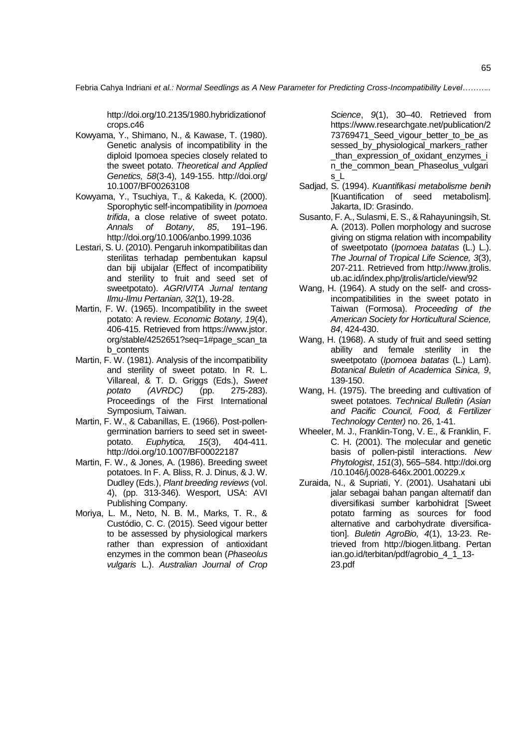http://doi.org/10.2135/1980.hybridizationofcrops.c46

Kowyama, Y., Shimano, N., & Kawase, T. (1980). Genetic analysis of incompatibility in the diploid Ipomoea species closely related to the sweet potato. *Theoretical and Applied Genetics, 58*(3-4), 149-155. http://doi.org/10.1007/BF00263108

Kowyama, Y., Tsuchiya, T., & Kakeda, K. (2000). Sporophytic self-incompatibility in *Ipomoea trifida*, a close relative of sweet potato. *Annals of Botany*, *85*, 191–196. http://doi.org/10.1006/anbo.1999.1036

Lestari, S. U. (2010). Pengaruh inkompatibilitas dan sterilitas terhadap pembentukan kapsul dan biji ubijalar (Effect of incompatibility and sterility to fruit and seed set of sweetpotato). *AGRIVITA Jurnal tentang Ilmu-Ilmu Pertanian, 32*(1), 19-28.

Martin, F. W. (1965). Incompatibility in the sweet potato: A review. *Economic Botany, 19*(4), 406-415. Retrieved from https://www.jstor.org/stable/4252651?seq=1#page_scan_tab_contents

Martin, F. W. (1981). Analysis of the incompatibility and sterility of sweet potato. In R. L. Villareal, & T. D. Griggs (Eds.), *Sweet potato (AVRDC)* (pp. 275-283). Proceedings of the First International Symposium, Taiwan.

Martin, F. W., & Cabanillas, E. (1966). Post-pollen-germination barriers to seed set in sweet-potato. *Euphytica, 15*(3), 404-411. http://doi.org/10.1007/BF00022187

Martin, F. W., & Jones, A. (1986). Breeding sweet potatoes. In F. A. Bliss, R. J. Dinus, & J. W. Dudley (Eds.), *Plant breeding reviews* (vol. 4), (pp. 313-346). Wesport, USA: AVI Publishing Company.

Moriya, L. M., Neto, N. B. M., Marks, T. R., & Custódio, C. C. (2015). Seed vigour better to be assessed by physiological markers rather than expression of antioxidant enzymes in the common bean (*Phaseolus vulgaris* L.). *Australian Journal of Crop Science*, *9*(1), 30–40. Retrieved from https://www.researchgate.net/publication/273769471_Seed_vigour_better_to_be_assessed_by_physiological_markers_rather_than_expression_of_oxidant_enzymes_in_the_common_bean_Phaseolus_vulgaris_L

Sadjad, S. (1994). *Kuantifikasi metabolisme benih* [Kuantification of seed metabolism]. Jakarta, ID: Grasindo.

Susanto, F. A., Sulasmi, E. S., & Rahayuningsih, St. A. (2013). Pollen morphology and sucrose giving on stigma relation with incompability of sweetpotato (*Ipomoea batatas* (L.) L.). *The Journal of Tropical Life Science, 3*(3), 207-211. Retrieved from http://www.jtrolis.ub.ac.id/index.php/jtrolis/article/view/92

Wang, H. (1964). A study on the self- and cross-incompatibilities in the sweet potato in Taiwan (Formosa). *Proceeding of the American Society for Horticultural Science, 84*, 424-430.

Wang, H. (1968). A study of fruit and seed setting ability and female sterility in the sweetpotato (*Ipomoea batatas* (L.) Lam). *Botanical Buletin of Academica Sinica, 9*, 139-150.

Wang, H. (1975). The breeding and cultivation of sweet potatoes. *Technical Bulletin (Asian and Pacific Council, Food, & Fertilizer Technology Center)* no. 26, 1-41.

Wheeler, M. J., Franklin-Tong, V. E., & Franklin, F. C. H. (2001). The molecular and genetic basis of pollen-pistil interactions. *New Phytologist*, *151*(3), 565–584. http://doi.org/10.1046/j.0028-646x.2001.00229.x

Zuraida, N., & Supriati, Y. (2001). Usahatani ubi jalar sebagai bahan pangan alternatif dan diversifikasi sumber karbohidrat [Sweet potato farming as sources for food alternative and carbohydrate diversification]. *Buletin AgroBio, 4*(1), 13-23. Retrieved from http://biogen.litbang.pertanian.go.id/terbitan/pdf/agrobio_4_1_13-23.pdf